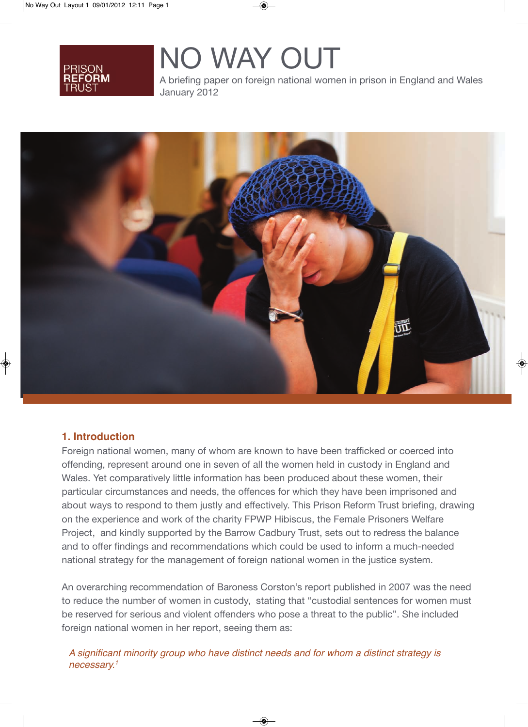PRISON REFORM TRUST

# NO WAY OUT

A briefing paper on foreign national women in prison in England and Wales
January 2012

## 1. Introduction

Foreign national women, many of whom are known to have been trafficked or coerced into offending, represent around one in seven of all the women held in custody in England and Wales. Yet comparatively little information has been produced about these women, their particular circumstances and needs, the offences for which they have been imprisoned and about ways to respond to them justly and effectively. This Prison Reform Trust briefing, drawing on the experience and work of the charity FPWP Hibiscus, the Female Prisoners Welfare Project, and kindly supported by the Barrow Cadbury Trust, sets out to redress the balance and to offer findings and recommendations which could be used to inform a much-needed national strategy for the management of foreign national women in the justice system.

An overarching recommendation of Baroness Corston's report published in 2007 was the need to reduce the number of women in custody, stating that "custodial sentences for women must be reserved for serious and violent offenders who pose a threat to the public". She included foreign national women in her report, seeing them as:

> *A significant minority group who have distinct needs and for whom a distinct strategy is necessary.*[1]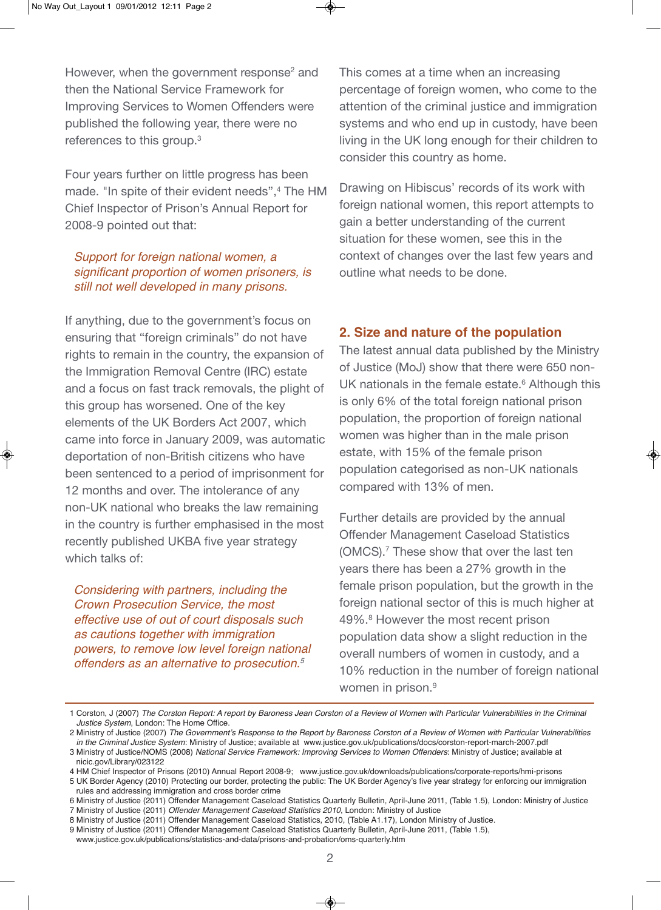However, when the government response[2] and then the National Service Framework for Improving Services to Women Offenders were published the following year, there were no references to this group.[3]

Four years further on little progress has been made. "In spite of their evident needs",[4] The HM Chief Inspector of Prison's Annual Report for 2008-9 pointed out that:

> *Support for foreign national women, a significant proportion of women prisoners, is still not well developed in many prisons.*

If anything, due to the government's focus on ensuring that "foreign criminals" do not have rights to remain in the country, the expansion of the Immigration Removal Centre (IRC) estate and a focus on fast track removals, the plight of this group has worsened. One of the key elements of the UK Borders Act 2007, which came into force in January 2009, was automatic deportation of non-British citizens who have been sentenced to a period of imprisonment for 12 months and over. The intolerance of any non-UK national who breaks the law remaining in the country is further emphasised in the most recently published UKBA five year strategy which talks of:

> *Considering with partners, including the Crown Prosecution Service, the most effective use of out of court disposals such as cautions together with immigration powers, to remove low level foreign national offenders as an alternative to prosecution.[5]*

This comes at a time when an increasing percentage of foreign women, who come to the attention of the criminal justice and immigration systems and who end up in custody, have been living in the UK long enough for their children to consider this country as home.

Drawing on Hibiscus' records of its work with foreign national women, this report attempts to gain a better understanding of the current situation for these women, see this in the context of changes over the last few years and outline what needs to be done.

## 2. Size and nature of the population

The latest annual data published by the Ministry of Justice (MoJ) show that there were 650 non-UK nationals in the female estate.[6] Although this is only 6% of the total foreign national prison population, the proportion of foreign national women was higher than in the male prison estate, with 15% of the female prison population categorised as non-UK nationals compared with 13% of men.

Further details are provided by the annual Offender Management Caseload Statistics (OMCS).[7] These show that over the last ten years there has been a 27% growth in the female prison population, but the growth in the foreign national sector of this is much higher at 49%.[8] However the most recent prison population data show a slight reduction in the overall numbers of women in custody, and a 10% reduction in the number of foreign national women in prison.[9]

---

1 Corston, J (2007) *The Corston Report: A report by Baroness Jean Corston of a Review of Women with Particular Vulnerabilities in the Criminal Justice System*, London: The Home Office.

2 Ministry of Justice (2007) *The Government's Response to the Report by Baroness Corston of a Review of Women with Particular Vulnerabilities in the Criminal Justice System*: Ministry of Justice; available at www.justice.gov.uk/publications/docs/corston-report-march-2007.pdf

3 Ministry of Justice/NOMS (2008) *National Service Framework: Improving Services to Women Offenders*: Ministry of Justice; available at nicic.gov/Library/023122

4 HM Chief Inspector of Prisons (2010) Annual Report 2008-9; www.justice.gov.uk/downloads/publications/corporate-reports/hmi-prisons

5 UK Border Agency (2010) Protecting our border, protecting the public: The UK Border Agency's five year strategy for enforcing our immigration rules and addressing immigration and cross border crime

6 Ministry of Justice (2011) Offender Management Caseload Statistics Quarterly Bulletin, April-June 2011, (Table 1.5), London: Ministry of Justice

7 Ministry of Justice (2011) *Offender Management Caseload Statistics 2010*, London: Ministry of Justice

8 Ministry of Justice (2011) Offender Management Caseload Statistics, 2010, (Table A1.17), London Ministry of Justice.

9 Ministry of Justice (2011) Offender Management Caseload Statistics Quarterly Bulletin, April-June 2011, (Table 1.5), www.justice.gov.uk/publications/statistics-and-data/prisons-and-probation/oms-quarterly.htm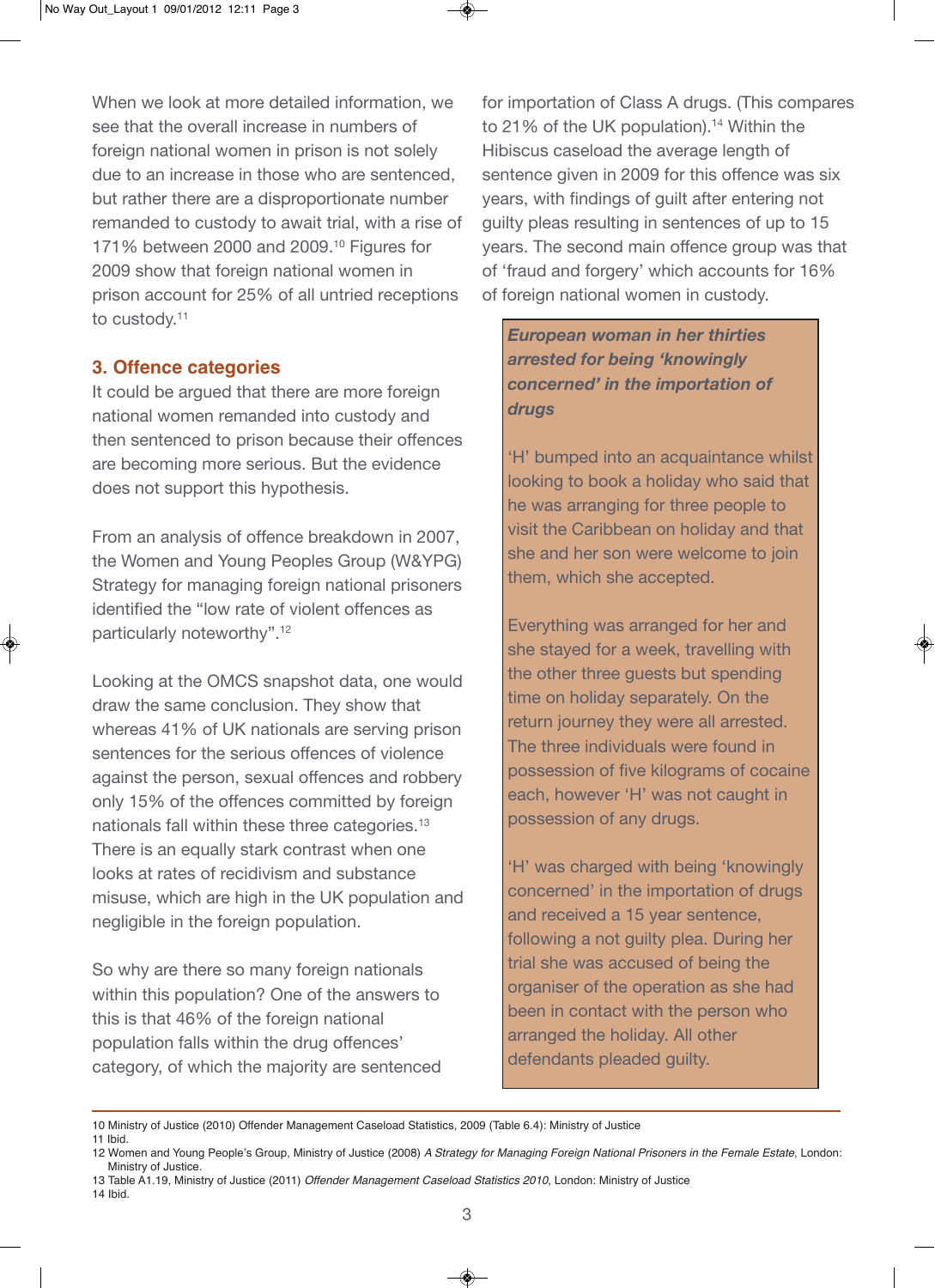When we look at more detailed information, we see that the overall increase in numbers of foreign national women in prison is not solely due to an increase in those who are sentenced, but rather there are a disproportionate number remanded to custody to await trial, with a rise of 171% between 2000 and 2009.[10] Figures for 2009 show that foreign national women in prison account for 25% of all untried receptions to custody.[11]

## 3. Offence categories

It could be argued that there are more foreign national women remanded into custody and then sentenced to prison because their offences are becoming more serious. But the evidence does not support this hypothesis.

From an analysis of offence breakdown in 2007, the Women and Young Peoples Group (W&YPG) Strategy for managing foreign national prisoners identified the "low rate of violent offences as particularly noteworthy".[12]

Looking at the OMCS snapshot data, one would draw the same conclusion. They show that whereas 41% of UK nationals are serving prison sentences for the serious offences of violence against the person, sexual offences and robbery only 15% of the offences committed by foreign nationals fall within these three categories.[13] There is an equally stark contrast when one looks at rates of recidivism and substance misuse, which are high in the UK population and negligible in the foreign population.

So why are there so many foreign nationals within this population? One of the answers to this is that 46% of the foreign national population falls within the drug offences' category, of which the majority are sentenced for importation of Class A drugs. (This compares to 21% of the UK population).[14] Within the Hibiscus caseload the average length of sentence given in 2009 for this offence was six years, with findings of guilt after entering not guilty pleas resulting in sentences of up to 15 years. The second main offence group was that of 'fraud and forgery' which accounts for 16% of foreign national women in custody.

> ***European woman in her thirties arrested for being 'knowingly concerned' in the importation of drugs***
>
> 'H' bumped into an acquaintance whilst looking to book a holiday who said that he was arranging for three people to visit the Caribbean on holiday and that she and her son were welcome to join them, which she accepted.
>
> Everything was arranged for her and she stayed for a week, travelling with the other three guests but spending time on holiday separately. On the return journey they were all arrested. The three individuals were found in possession of five kilograms of cocaine each, however 'H' was not caught in possession of any drugs.
>
> 'H' was charged with being 'knowingly concerned' in the importation of drugs and received a 15 year sentence, following a not guilty plea. During her trial she was accused of being the organiser of the operation as she had been in contact with the person who arranged the holiday. All other defendants pleaded guilty.

---

10 Ministry of Justice (2010) Offender Management Caseload Statistics, 2009 (Table 6.4): Ministry of Justice

11 Ibid.

12 Women and Young People's Group, Ministry of Justice (2008) *A Strategy for Managing Foreign National Prisoners in the Female Estate*, London: Ministry of Justice.

13 Table A1.19, Ministry of Justice (2011) *Offender Management Caseload Statistics 2010*, London: Ministry of Justice

14 Ibid.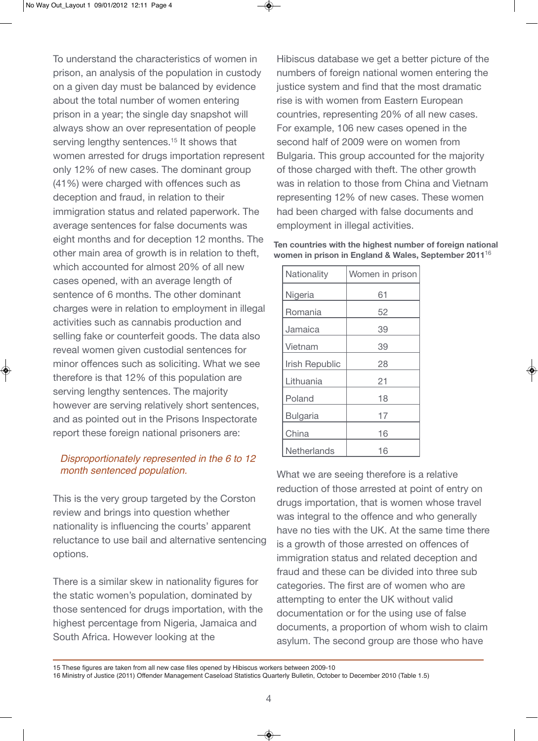To understand the characteristics of women in prison, an analysis of the population in custody on a given day must be balanced by evidence about the total number of women entering prison in a year; the single day snapshot will always show an over representation of people serving lengthy sentences.[15] It shows that women arrested for drugs importation represent only 12% of new cases. The dominant group (41%) were charged with offences such as deception and fraud, in relation to their immigration status and related paperwork. The average sentences for false documents was eight months and for deception 12 months. The other main area of growth is in relation to theft, which accounted for almost 20% of all new cases opened, with an average length of sentence of 6 months. The other dominant charges were in relation to employment in illegal activities such as cannabis production and selling fake or counterfeit goods. The data also reveal women given custodial sentences for minor offences such as soliciting. What we see therefore is that 12% of this population are serving lengthy sentences. The majority however are serving relatively short sentences, and as pointed out in the Prisons Inspectorate report these foreign national prisoners are:

> *Disproportionately represented in the 6 to 12 month sentenced population.*

This is the very group targeted by the Corston review and brings into question whether nationality is influencing the courts' apparent reluctance to use bail and alternative sentencing options.

There is a similar skew in nationality figures for the static women's population, dominated by those sentenced for drugs importation, with the highest percentage from Nigeria, Jamaica and South Africa. However looking at the Hibiscus database we get a better picture of the numbers of foreign national women entering the justice system and find that the most dramatic rise is with women from Eastern European countries, representing 20% of all new cases. For example, 106 new cases opened in the second half of 2009 were on women from Bulgaria. This group accounted for the majority of those charged with theft. The other growth was in relation to those from China and Vietnam representing 12% of new cases. These women had been charged with false documents and employment in illegal activities.

**Ten countries with the highest number of foreign national women in prison in England & Wales, September 2011[16]**

| Nationality | Women in prison |
|---|---|
| Nigeria | 61 |
| Romania | 52 |
| Jamaica | 39 |
| Vietnam | 39 |
| Irish Republic | 28 |
| Lithuania | 21 |
| Poland | 18 |
| Bulgaria | 17 |
| China | 16 |
| Netherlands | 16 |

What we are seeing therefore is a relative reduction of those arrested at point of entry on drugs importation, that is women whose travel was integral to the offence and who generally have no ties with the UK. At the same time there is a growth of those arrested on offences of immigration status and related deception and fraud and these can be divided into three sub categories. The first are of women who are attempting to enter the UK without valid documentation or for the using use of false documents, a proportion of whom wish to claim asylum. The second group are those who have

15 These figures are taken from all new case files opened by Hibiscus workers between 2009-10
16 Ministry of Justice (2011) Offender Management Caseload Statistics Quarterly Bulletin, October to December 2010 (Table 1.5)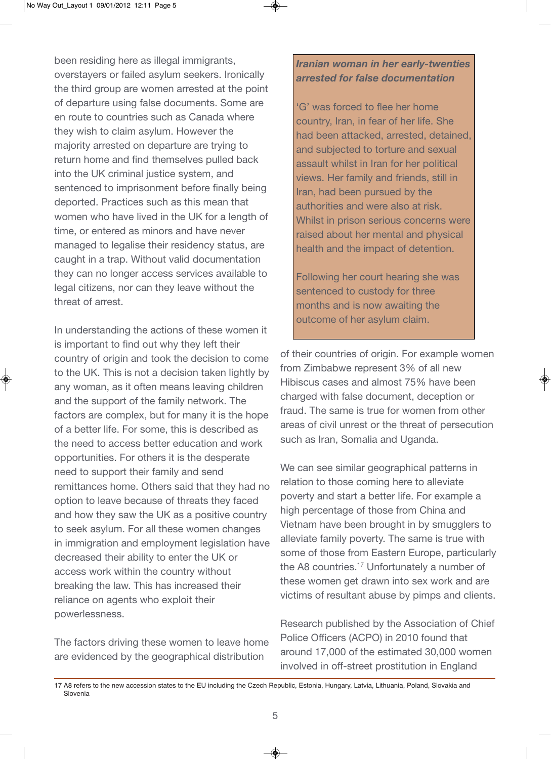been residing here as illegal immigrants, overstayers or failed asylum seekers. Ironically the third group are women arrested at the point of departure using false documents. Some are en route to countries such as Canada where they wish to claim asylum. However the majority arrested on departure are trying to return home and find themselves pulled back into the UK criminal justice system, and sentenced to imprisonment before finally being deported. Practices such as this mean that women who have lived in the UK for a length of time, or entered as minors and have never managed to legalise their residency status, are caught in a trap. Without valid documentation they can no longer access services available to legal citizens, nor can they leave without the threat of arrest.

In understanding the actions of these women it is important to find out why they left their country of origin and took the decision to come to the UK. This is not a decision taken lightly by any woman, as it often means leaving children and the support of the family network. The factors are complex, but for many it is the hope of a better life. For some, this is described as the need to access better education and work opportunities. For others it is the desperate need to support their family and send remittances home. Others said that they had no option to leave because of threats they faced and how they saw the UK as a positive country to seek asylum. For all these women changes in immigration and employment legislation have decreased their ability to enter the UK or access work within the country without breaking the law. This has increased their reliance on agents who exploit their powerlessness.

The factors driving these women to leave home are evidenced by the geographical distribution of their countries of origin. For example women from Zimbabwe represent 3% of all new Hibiscus cases and almost 75% have been charged with false document, deception or fraud. The same is true for women from other areas of civil unrest or the threat of persecution such as Iran, Somalia and Uganda.

> ***Iranian woman in her early-twenties arrested for false documentation***
>
> 'G' was forced to flee her home country, Iran, in fear of her life. She had been attacked, arrested, detained, and subjected to torture and sexual assault whilst in Iran for her political views. Her family and friends, still in Iran, had been pursued by the authorities and were also at risk. Whilst in prison serious concerns were raised about her mental and physical health and the impact of detention.
>
> Following her court hearing she was sentenced to custody for three months and is now awaiting the outcome of her asylum claim.

We can see similar geographical patterns in relation to those coming here to alleviate poverty and start a better life. For example a high percentage of those from China and Vietnam have been brought in by smugglers to alleviate family poverty. The same is true with some of those from Eastern Europe, particularly the A8 countries.[17] Unfortunately a number of these women get drawn into sex work and are victims of resultant abuse by pimps and clients.

Research published by the Association of Chief Police Officers (ACPO) in 2010 found that around 17,000 of the estimated 30,000 women involved in off-street prostitution in England

---

17 A8 refers to the new accession states to the EU including the Czech Republic, Estonia, Hungary, Latvia, Lithuania, Poland, Slovakia and Slovenia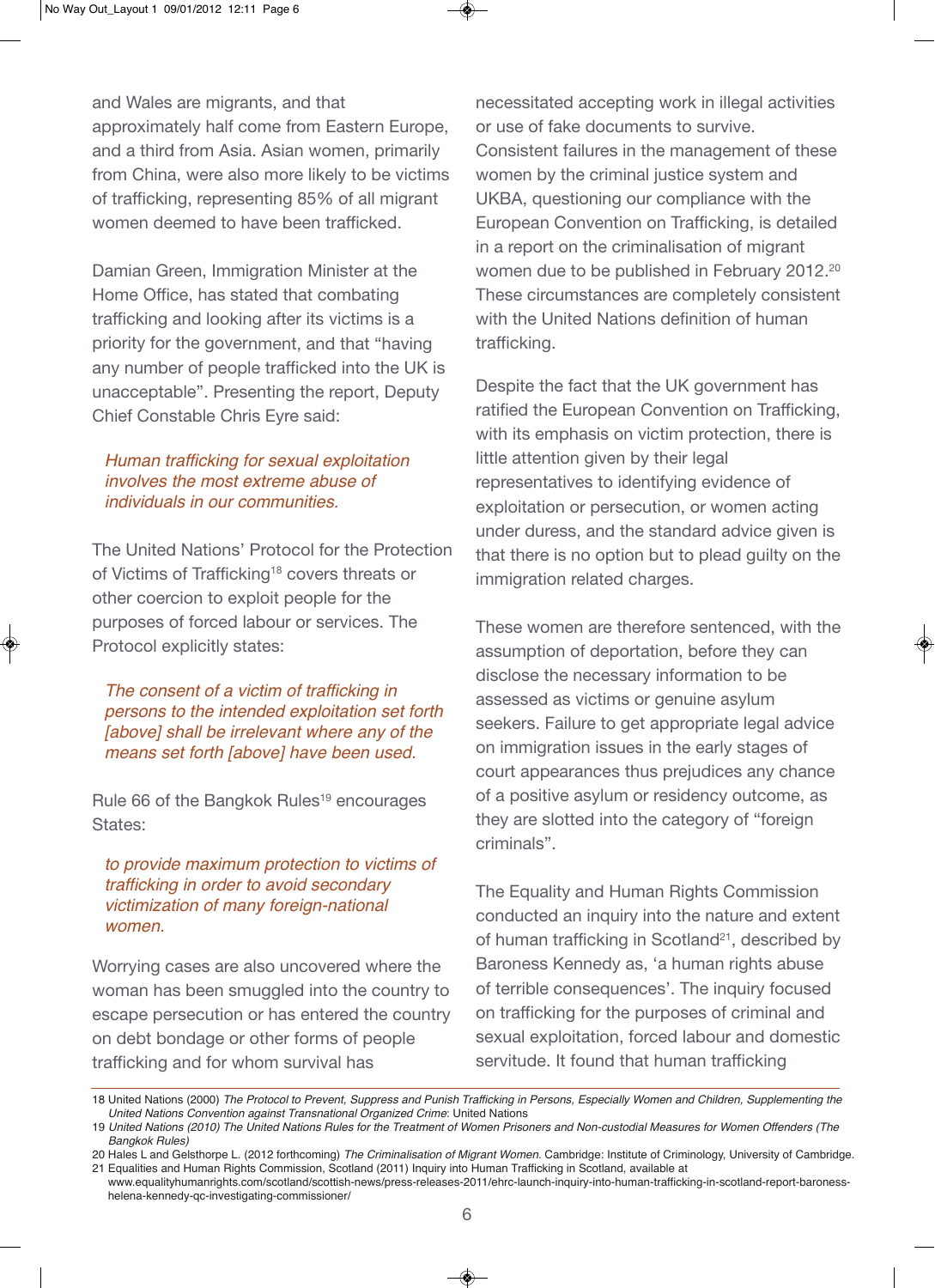and Wales are migrants, and that approximately half come from Eastern Europe, and a third from Asia. Asian women, primarily from China, were also more likely to be victims of trafficking, representing 85% of all migrant women deemed to have been trafficked.

Damian Green, Immigration Minister at the Home Office, has stated that combating trafficking and looking after its victims is a priority for the government, and that "having any number of people trafficked into the UK is unacceptable". Presenting the report, Deputy Chief Constable Chris Eyre said:

> *Human trafficking for sexual exploitation involves the most extreme abuse of individuals in our communities.*

The United Nations' Protocol for the Protection of Victims of Trafficking[18] covers threats or other coercion to exploit people for the purposes of forced labour or services. The Protocol explicitly states:

> *The consent of a victim of trafficking in persons to the intended exploitation set forth [above] shall be irrelevant where any of the means set forth [above] have been used.*

Rule 66 of the Bangkok Rules[19] encourages States:

> *to provide maximum protection to victims of trafficking in order to avoid secondary victimization of many foreign-national women.*

Worrying cases are also uncovered where the woman has been smuggled into the country to escape persecution or has entered the country on debt bondage or other forms of people trafficking and for whom survival has necessitated accepting work in illegal activities or use of fake documents to survive. Consistent failures in the management of these women by the criminal justice system and UKBA, questioning our compliance with the European Convention on Trafficking, is detailed in a report on the criminalisation of migrant women due to be published in February 2012.[20] These circumstances are completely consistent with the United Nations definition of human trafficking.

Despite the fact that the UK government has ratified the European Convention on Trafficking, with its emphasis on victim protection, there is little attention given by their legal representatives to identifying evidence of exploitation or persecution, or women acting under duress, and the standard advice given is that there is no option but to plead guilty on the immigration related charges.

These women are therefore sentenced, with the assumption of deportation, before they can disclose the necessary information to be assessed as victims or genuine asylum seekers. Failure to get appropriate legal advice on immigration issues in the early stages of court appearances thus prejudices any chance of a positive asylum or residency outcome, as they are slotted into the category of "foreign criminals".

The Equality and Human Rights Commission conducted an inquiry into the nature and extent of human trafficking in Scotland[21], described by Baroness Kennedy as, 'a human rights abuse of terrible consequences'. The inquiry focused on trafficking for the purposes of criminal and sexual exploitation, forced labour and domestic servitude. It found that human trafficking

---

18 United Nations (2000) *The Protocol to Prevent, Suppress and Punish Trafficking in Persons, Especially Women and Children, Supplementing the United Nations Convention against Transnational Organized Crime*: United Nations

19 *United Nations (2010) The United Nations Rules for the Treatment of Women Prisoners and Non-custodial Measures for Women Offenders (The Bangkok Rules)*

20 Hales L and Gelsthorpe L. (2012 forthcoming) *The Criminalisation of Migrant Women.* Cambridge: Institute of Criminology, University of Cambridge.

21 Equalities and Human Rights Commission, Scotland (2011) Inquiry into Human Trafficking in Scotland, available at www.equalityhumanrights.com/scotland/scottish-news/press-releases-2011/ehrc-launch-inquiry-into-human-trafficking-in-scotland-report-baroness-helena-kennedy-qc-investigating-commissioner/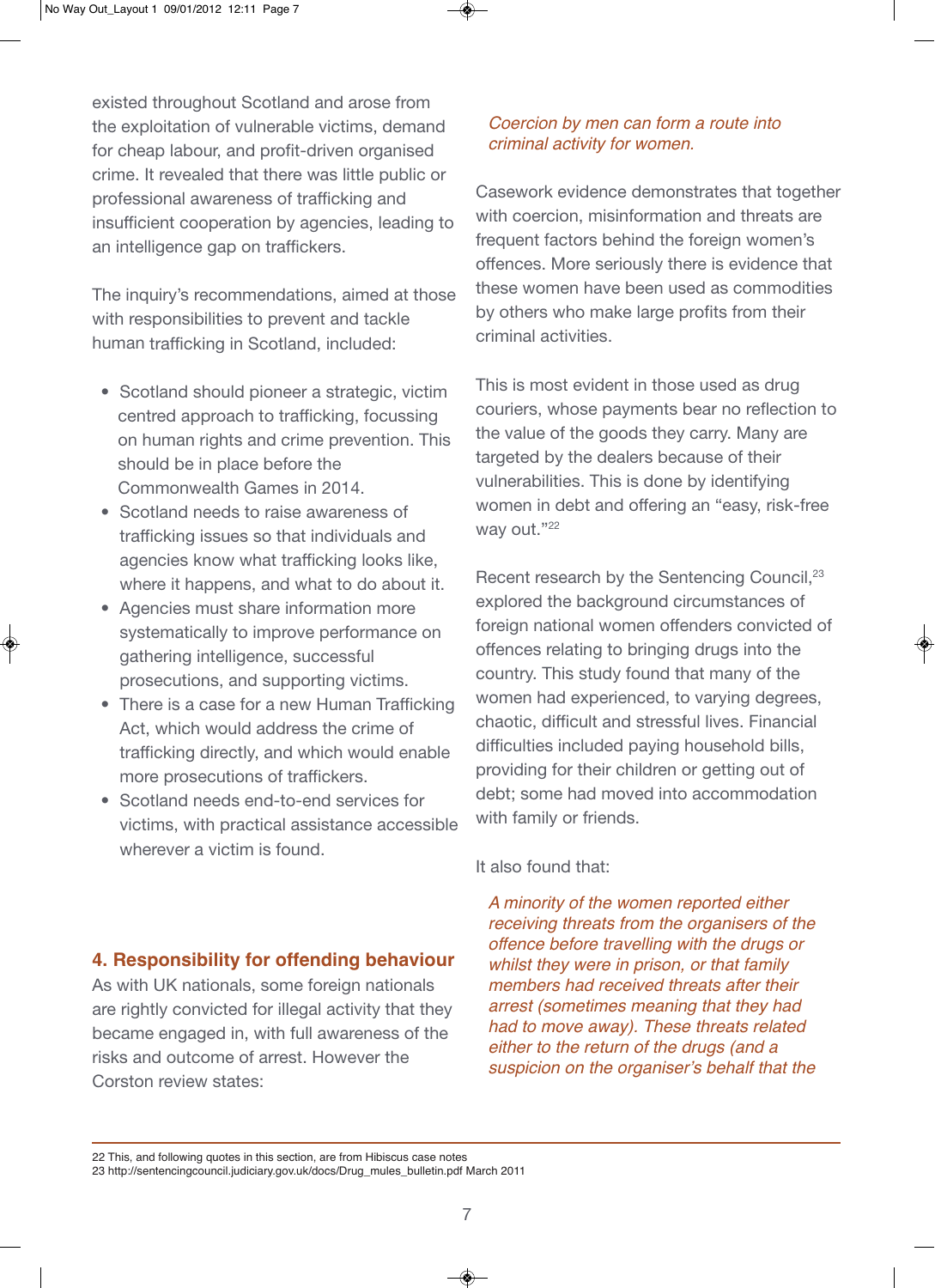existed throughout Scotland and arose from the exploitation of vulnerable victims, demand for cheap labour, and profit-driven organised crime. It revealed that there was little public or professional awareness of trafficking and insufficient cooperation by agencies, leading to an intelligence gap on traffickers.

The inquiry's recommendations, aimed at those with responsibilities to prevent and tackle human trafficking in Scotland, included:

- Scotland should pioneer a strategic, victim centred approach to trafficking, focussing on human rights and crime prevention. This should be in place before the Commonwealth Games in 2014.
- Scotland needs to raise awareness of trafficking issues so that individuals and agencies know what trafficking looks like, where it happens, and what to do about it.
- Agencies must share information more systematically to improve performance on gathering intelligence, successful prosecutions, and supporting victims.
- There is a case for a new Human Trafficking Act, which would address the crime of trafficking directly, and which would enable more prosecutions of traffickers.
- Scotland needs end-to-end services for victims, with practical assistance accessible wherever a victim is found.

## 4. Responsibility for offending behaviour

As with UK nationals, some foreign nationals are rightly convicted for illegal activity that they became engaged in, with full awareness of the risks and outcome of arrest. However the Corston review states:

> *Coercion by men can form a route into criminal activity for women.*

Casework evidence demonstrates that together with coercion, misinformation and threats are frequent factors behind the foreign women's offences. More seriously there is evidence that these women have been used as commodities by others who make large profits from their criminal activities.

This is most evident in those used as drug couriers, whose payments bear no reflection to the value of the goods they carry. Many are targeted by the dealers because of their vulnerabilities. This is done by identifying women in debt and offering an "easy, risk-free way out."[22]

Recent research by the Sentencing Council,[23] explored the background circumstances of foreign national women offenders convicted of offences relating to bringing drugs into the country. This study found that many of the women had experienced, to varying degrees, chaotic, difficult and stressful lives. Financial difficulties included paying household bills, providing for their children or getting out of debt; some had moved into accommodation with family or friends.

It also found that:

> *A minority of the women reported either receiving threats from the organisers of the offence before travelling with the drugs or whilst they were in prison, or that family members had received threats after their arrest (sometimes meaning that they had had to move away). These threats related either to the return of the drugs (and a suspicion on the organiser's behalf that the*

22 This, and following quotes in this section, are from Hibiscus case notes
23 http://sentencingcouncil.judiciary.gov.uk/docs/Drug_mules_bulletin.pdf March 2011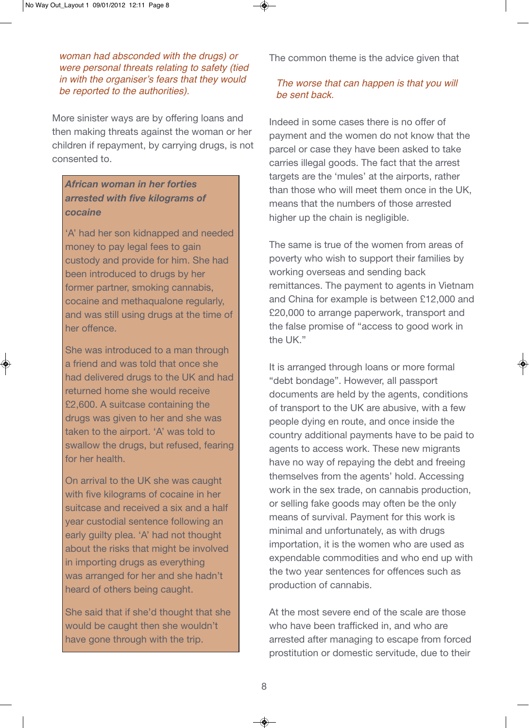*woman had absconded with the drugs) or were personal threats relating to safety (tied in with the organiser's fears that they would be reported to the authorities).*

More sinister ways are by offering loans and then making threats against the woman or her children if repayment, by carrying drugs, is not consented to.

> ***African woman in her forties arrested with five kilograms of cocaine***
>
> 'A' had her son kidnapped and needed money to pay legal fees to gain custody and provide for him. She had been introduced to drugs by her former partner, smoking cannabis, cocaine and methaqualone regularly, and was still using drugs at the time of her offence.
>
> She was introduced to a man through a friend and was told that once she had delivered drugs to the UK and had returned home she would receive £2,600. A suitcase containing the drugs was given to her and she was taken to the airport. 'A' was told to swallow the drugs, but refused, fearing for her health.
>
> On arrival to the UK she was caught with five kilograms of cocaine in her suitcase and received a six and a half year custodial sentence following an early guilty plea. 'A' had not thought about the risks that might be involved in importing drugs as everything was arranged for her and she hadn't heard of others being caught.
>
> She said that if she'd thought that she would be caught then she wouldn't have gone through with the trip.

The common theme is the advice given that

*The worse that can happen is that you will be sent back.*

Indeed in some cases there is no offer of payment and the women do not know that the parcel or case they have been asked to take carries illegal goods. The fact that the arrest targets are the 'mules' at the airports, rather than those who will meet them once in the UK, means that the numbers of those arrested higher up the chain is negligible.

The same is true of the women from areas of poverty who wish to support their families by working overseas and sending back remittances. The payment to agents in Vietnam and China for example is between £12,000 and £20,000 to arrange paperwork, transport and the false promise of "access to good work in the UK."

It is arranged through loans or more formal "debt bondage". However, all passport documents are held by the agents, conditions of transport to the UK are abusive, with a few people dying en route, and once inside the country additional payments have to be paid to agents to access work. These new migrants have no way of repaying the debt and freeing themselves from the agents' hold. Accessing work in the sex trade, on cannabis production, or selling fake goods may often be the only means of survival. Payment for this work is minimal and unfortunately, as with drugs importation, it is the women who are used as expendable commodities and who end up with the two year sentences for offences such as production of cannabis.

At the most severe end of the scale are those who have been trafficked in, and who are arrested after managing to escape from forced prostitution or domestic servitude, due to their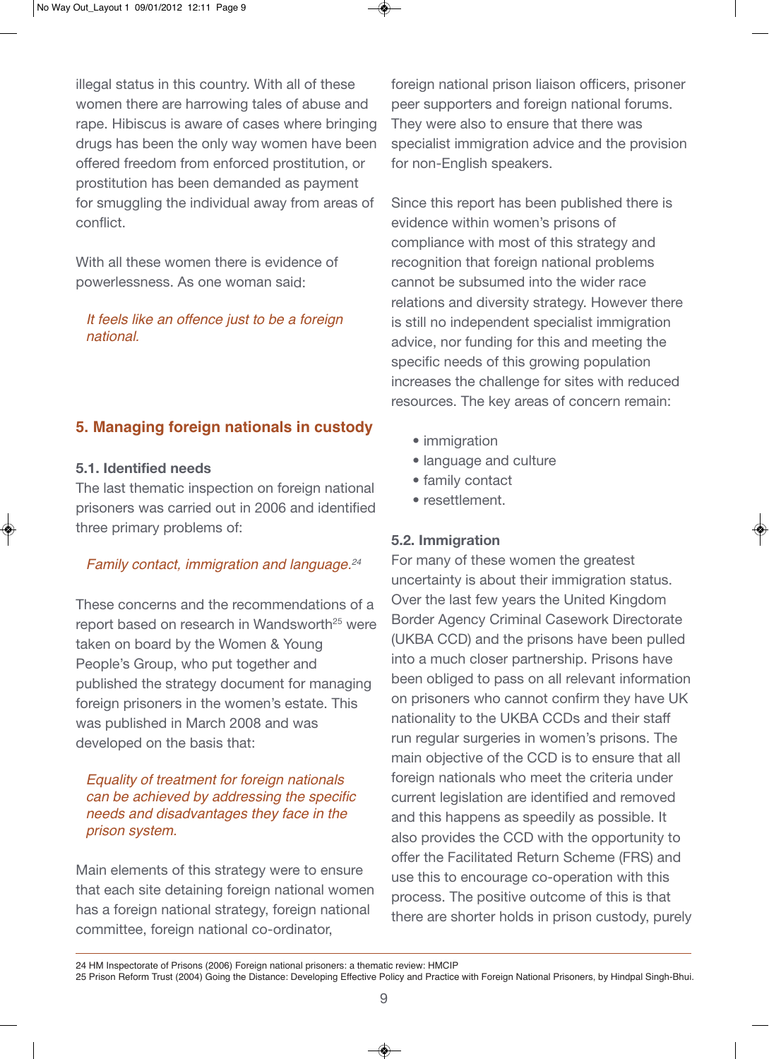illegal status in this country. With all of these women there are harrowing tales of abuse and rape. Hibiscus is aware of cases where bringing drugs has been the only way women have been offered freedom from enforced prostitution, or prostitution has been demanded as payment for smuggling the individual away from areas of conflict.

With all these women there is evidence of powerlessness. As one woman said:

> *It feels like an offence just to be a foreign national.*

## 5. Managing foreign nationals in custody

### 5.1. Identified needs

The last thematic inspection on foreign national prisoners was carried out in 2006 and identified three primary problems of:

> *Family contact, immigration and language.*[24]

These concerns and the recommendations of a report based on research in Wandsworth[25] were taken on board by the Women & Young People's Group, who put together and published the strategy document for managing foreign prisoners in the women's estate. This was published in March 2008 and was developed on the basis that:

> *Equality of treatment for foreign nationals can be achieved by addressing the specific needs and disadvantages they face in the prison system.*

Main elements of this strategy were to ensure that each site detaining foreign national women has a foreign national strategy, foreign national committee, foreign national co-ordinator, foreign national prison liaison officers, prisoner peer supporters and foreign national forums. They were also to ensure that there was specialist immigration advice and the provision for non-English speakers.

Since this report has been published there is evidence within women's prisons of compliance with most of this strategy and recognition that foreign national problems cannot be subsumed into the wider race relations and diversity strategy. However there is still no independent specialist immigration advice, nor funding for this and meeting the specific needs of this growing population increases the challenge for sites with reduced resources. The key areas of concern remain:

- immigration
- language and culture
- family contact
- resettlement.

### 5.2. Immigration

For many of these women the greatest uncertainty is about their immigration status. Over the last few years the United Kingdom Border Agency Criminal Casework Directorate (UKBA CCD) and the prisons have been pulled into a much closer partnership. Prisons have been obliged to pass on all relevant information on prisoners who cannot confirm they have UK nationality to the UKBA CCDs and their staff run regular surgeries in women's prisons. The main objective of the CCD is to ensure that all foreign nationals who meet the criteria under current legislation are identified and removed and this happens as speedily as possible. It also provides the CCD with the opportunity to offer the Facilitated Return Scheme (FRS) and use this to encourage co-operation with this process. The positive outcome of this is that there are shorter holds in prison custody, purely

---

24 HM Inspectorate of Prisons (2006) Foreign national prisoners: a thematic review: HMCIP

25 Prison Reform Trust (2004) Going the Distance: Developing Effective Policy and Practice with Foreign National Prisoners, by Hindpal Singh-Bhui.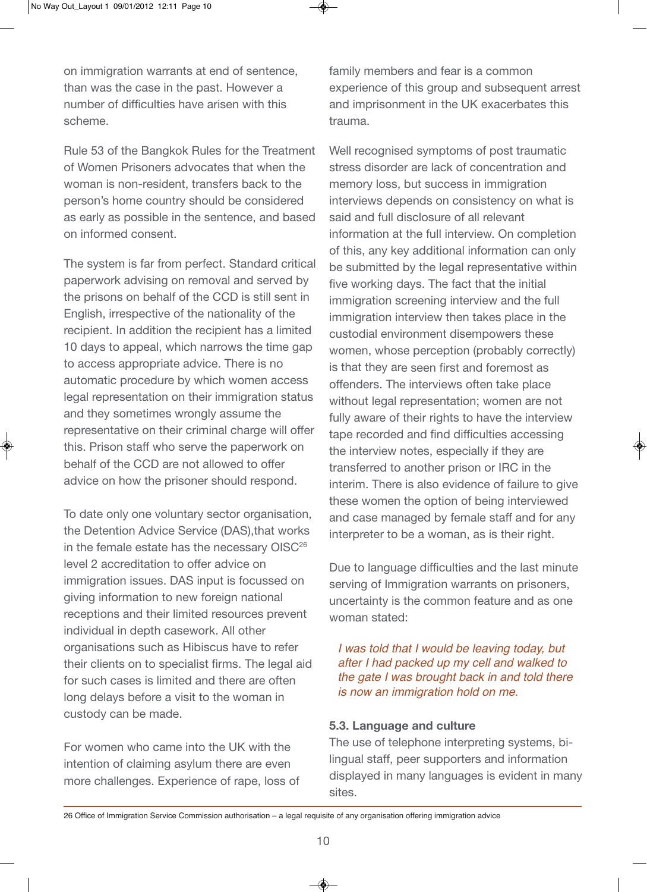on immigration warrants at end of sentence, than was the case in the past. However a number of difficulties have arisen with this scheme.

Rule 53 of the Bangkok Rules for the Treatment of Women Prisoners advocates that when the woman is non-resident, transfers back to the person's home country should be considered as early as possible in the sentence, and based on informed consent.

The system is far from perfect. Standard critical paperwork advising on removal and served by the prisons on behalf of the CCD is still sent in English, irrespective of the nationality of the recipient. In addition the recipient has a limited 10 days to appeal, which narrows the time gap to access appropriate advice. There is no automatic procedure by which women access legal representation on their immigration status and they sometimes wrongly assume the representative on their criminal charge will offer this. Prison staff who serve the paperwork on behalf of the CCD are not allowed to offer advice on how the prisoner should respond.

To date only one voluntary sector organisation, the Detention Advice Service (DAS),that works in the female estate has the necessary OISC[26] level 2 accreditation to offer advice on immigration issues. DAS input is focussed on giving information to new foreign national receptions and their limited resources prevent individual in depth casework. All other organisations such as Hibiscus have to refer their clients on to specialist firms. The legal aid for such cases is limited and there are often long delays before a visit to the woman in custody can be made.

For women who came into the UK with the intention of claiming asylum there are even more challenges. Experience of rape, loss of family members and fear is a common experience of this group and subsequent arrest and imprisonment in the UK exacerbates this trauma.

Well recognised symptoms of post traumatic stress disorder are lack of concentration and memory loss, but success in immigration interviews depends on consistency on what is said and full disclosure of all relevant information at the full interview. On completion of this, any key additional information can only be submitted by the legal representative within five working days. The fact that the initial immigration screening interview and the full immigration interview then takes place in the custodial environment disempowers these women, whose perception (probably correctly) is that they are seen first and foremost as offenders. The interviews often take place without legal representation; women are not fully aware of their rights to have the interview tape recorded and find difficulties accessing the interview notes, especially if they are transferred to another prison or IRC in the interim. There is also evidence of failure to give these women the option of being interviewed and case managed by female staff and for any interpreter to be a woman, as is their right.

Due to language difficulties and the last minute serving of Immigration warrants on prisoners, uncertainty is the common feature and as one woman stated:

> *I was told that I would be leaving today, but after I had packed up my cell and walked to the gate I was brought back in and told there is now an immigration hold on me.*

### 5.3. Language and culture

The use of telephone interpreting systems, bi-lingual staff, peer supporters and information displayed in many languages is evident in many sites.

---

26 Office of Immigration Service Commission authorisation – a legal requisite of any organisation offering immigration advice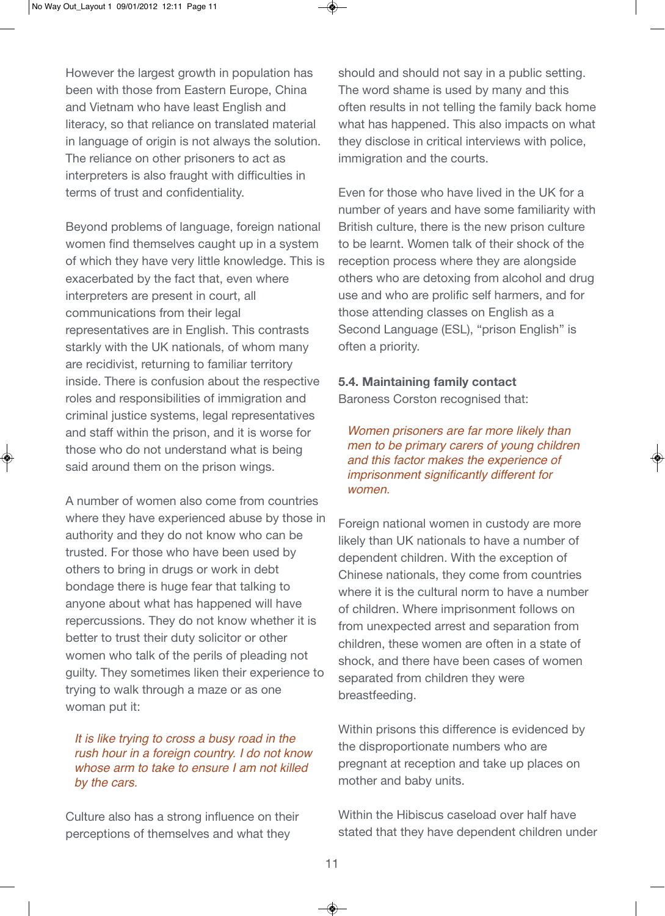However the largest growth in population has been with those from Eastern Europe, China and Vietnam who have least English and literacy, so that reliance on translated material in language of origin is not always the solution. The reliance on other prisoners to act as interpreters is also fraught with difficulties in terms of trust and confidentiality.

Beyond problems of language, foreign national women find themselves caught up in a system of which they have very little knowledge. This is exacerbated by the fact that, even where interpreters are present in court, all communications from their legal representatives are in English. This contrasts starkly with the UK nationals, of whom many are recidivist, returning to familiar territory inside. There is confusion about the respective roles and responsibilities of immigration and criminal justice systems, legal representatives and staff within the prison, and it is worse for those who do not understand what is being said around them on the prison wings.

A number of women also come from countries where they have experienced abuse by those in authority and they do not know who can be trusted. For those who have been used by others to bring in drugs or work in debt bondage there is huge fear that talking to anyone about what has happened will have repercussions. They do not know whether it is better to trust their duty solicitor or other women who talk of the perils of pleading not guilty. They sometimes liken their experience to trying to walk through a maze or as one woman put it:

> *It is like trying to cross a busy road in the rush hour in a foreign country. I do not know whose arm to take to ensure I am not killed by the cars.*

Culture also has a strong influence on their perceptions of themselves and what they should and should not say in a public setting. The word shame is used by many and this often results in not telling the family back home what has happened. This also impacts on what they disclose in critical interviews with police, immigration and the courts.

Even for those who have lived in the UK for a number of years and have some familiarity with British culture, there is the new prison culture to be learnt. Women talk of their shock of the reception process where they are alongside others who are detoxing from alcohol and drug use and who are prolific self harmers, and for those attending classes on English as a Second Language (ESL), "prison English" is often a priority.

### 5.4. Maintaining family contact

Baroness Corston recognised that:

> *Women prisoners are far more likely than men to be primary carers of young children and this factor makes the experience of imprisonment significantly different for women.*

Foreign national women in custody are more likely than UK nationals to have a number of dependent children. With the exception of Chinese nationals, they come from countries where it is the cultural norm to have a number of children. Where imprisonment follows on from unexpected arrest and separation from children, these women are often in a state of shock, and there have been cases of women separated from children they were breastfeeding.

Within prisons this difference is evidenced by the disproportionate numbers who are pregnant at reception and take up places on mother and baby units.

Within the Hibiscus caseload over half have stated that they have dependent children under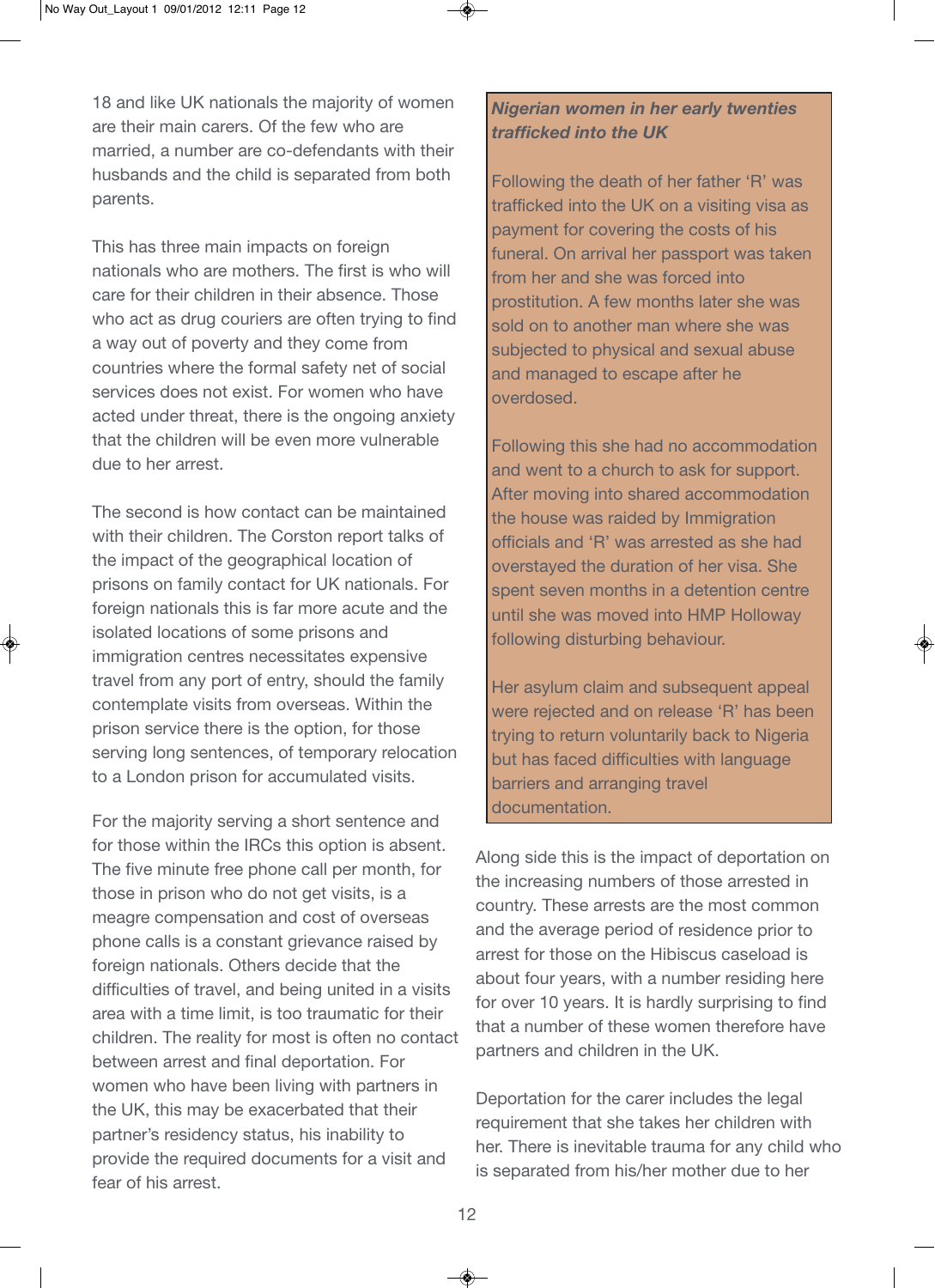18 and like UK nationals the majority of women are their main carers. Of the few who are married, a number are co-defendants with their husbands and the child is separated from both parents.

This has three main impacts on foreign nationals who are mothers. The first is who will care for their children in their absence. Those who act as drug couriers are often trying to find a way out of poverty and they come from countries where the formal safety net of social services does not exist. For women who have acted under threat, there is the ongoing anxiety that the children will be even more vulnerable due to her arrest.

The second is how contact can be maintained with their children. The Corston report talks of the impact of the geographical location of prisons on family contact for UK nationals. For foreign nationals this is far more acute and the isolated locations of some prisons and immigration centres necessitates expensive travel from any port of entry, should the family contemplate visits from overseas. Within the prison service there is the option, for those serving long sentences, of temporary relocation to a London prison for accumulated visits.

For the majority serving a short sentence and for those within the IRCs this option is absent. The five minute free phone call per month, for those in prison who do not get visits, is a meagre compensation and cost of overseas phone calls is a constant grievance raised by foreign nationals. Others decide that the difficulties of travel, and being united in a visits area with a time limit, is too traumatic for their children. The reality for most is often no contact between arrest and final deportation. For women who have been living with partners in the UK, this may be exacerbated that their partner's residency status, his inability to provide the required documents for a visit and fear of his arrest.

> ***Nigerian women in her early twenties trafficked into the UK***
>
> Following the death of her father 'R' was trafficked into the UK on a visiting visa as payment for covering the costs of his funeral. On arrival her passport was taken from her and she was forced into prostitution. A few months later she was sold on to another man where she was subjected to physical and sexual abuse and managed to escape after he overdosed.
>
> Following this she had no accommodation and went to a church to ask for support. After moving into shared accommodation the house was raided by Immigration officials and 'R' was arrested as she had overstayed the duration of her visa. She spent seven months in a detention centre until she was moved into HMP Holloway following disturbing behaviour.
>
> Her asylum claim and subsequent appeal were rejected and on release 'R' has been trying to return voluntarily back to Nigeria but has faced difficulties with language barriers and arranging travel documentation.

Along side this is the impact of deportation on the increasing numbers of those arrested in country. These arrests are the most common and the average period of residence prior to arrest for those on the Hibiscus caseload is about four years, with a number residing here for over 10 years. It is hardly surprising to find that a number of these women therefore have partners and children in the UK.

Deportation for the carer includes the legal requirement that she takes her children with her. There is inevitable trauma for any child who is separated from his/her mother due to her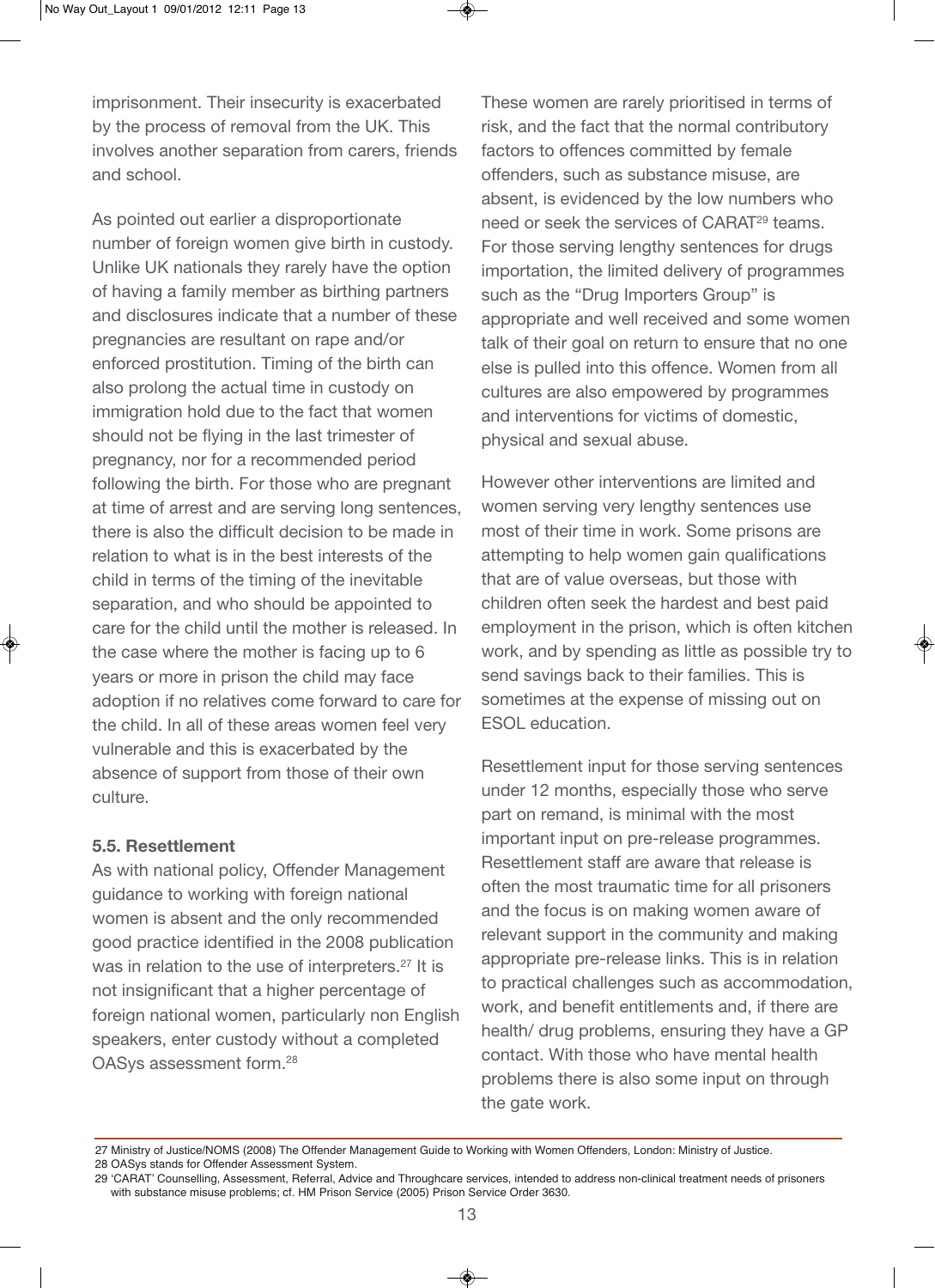imprisonment. Their insecurity is exacerbated by the process of removal from the UK. This involves another separation from carers, friends and school.

As pointed out earlier a disproportionate number of foreign women give birth in custody. Unlike UK nationals they rarely have the option of having a family member as birthing partners and disclosures indicate that a number of these pregnancies are resultant on rape and/or enforced prostitution. Timing of the birth can also prolong the actual time in custody on immigration hold due to the fact that women should not be flying in the last trimester of pregnancy, nor for a recommended period following the birth. For those who are pregnant at time of arrest and are serving long sentences, there is also the difficult decision to be made in relation to what is in the best interests of the child in terms of the timing of the inevitable separation, and who should be appointed to care for the child until the mother is released. In the case where the mother is facing up to 6 years or more in prison the child may face adoption if no relatives come forward to care for the child. In all of these areas women feel very vulnerable and this is exacerbated by the absence of support from those of their own culture.

### 5.5. Resettlement

As with national policy, Offender Management guidance to working with foreign national women is absent and the only recommended good practice identified in the 2008 publication was in relation to the use of interpreters.[27] It is not insignificant that a higher percentage of foreign national women, particularly non English speakers, enter custody without a completed OASys assessment form.[28]

These women are rarely prioritised in terms of risk, and the fact that the normal contributory factors to offences committed by female offenders, such as substance misuse, are absent, is evidenced by the low numbers who need or seek the services of CARAT[29] teams. For those serving lengthy sentences for drugs importation, the limited delivery of programmes such as the "Drug Importers Group" is appropriate and well received and some women talk of their goal on return to ensure that no one else is pulled into this offence. Women from all cultures are also empowered by programmes and interventions for victims of domestic, physical and sexual abuse.

However other interventions are limited and women serving very lengthy sentences use most of their time in work. Some prisons are attempting to help women gain qualifications that are of value overseas, but those with children often seek the hardest and best paid employment in the prison, which is often kitchen work, and by spending as little as possible try to send savings back to their families. This is sometimes at the expense of missing out on ESOL education.

Resettlement input for those serving sentences under 12 months, especially those who serve part on remand, is minimal with the most important input on pre-release programmes. Resettlement staff are aware that release is often the most traumatic time for all prisoners and the focus is on making women aware of relevant support in the community and making appropriate pre-release links. This is in relation to practical challenges such as accommodation, work, and benefit entitlements and, if there are health/ drug problems, ensuring they have a GP contact. With those who have mental health problems there is also some input on through the gate work.

---

27 Ministry of Justice/NOMS (2008) The Offender Management Guide to Working with Women Offenders, London: Ministry of Justice.
28 OASys stands for Offender Assessment System.
29 'CARAT' Counselling, Assessment, Referral, Advice and Throughcare services, intended to address non-clinical treatment needs of prisoners with substance misuse problems; cf. HM Prison Service (2005) Prison Service Order 3630.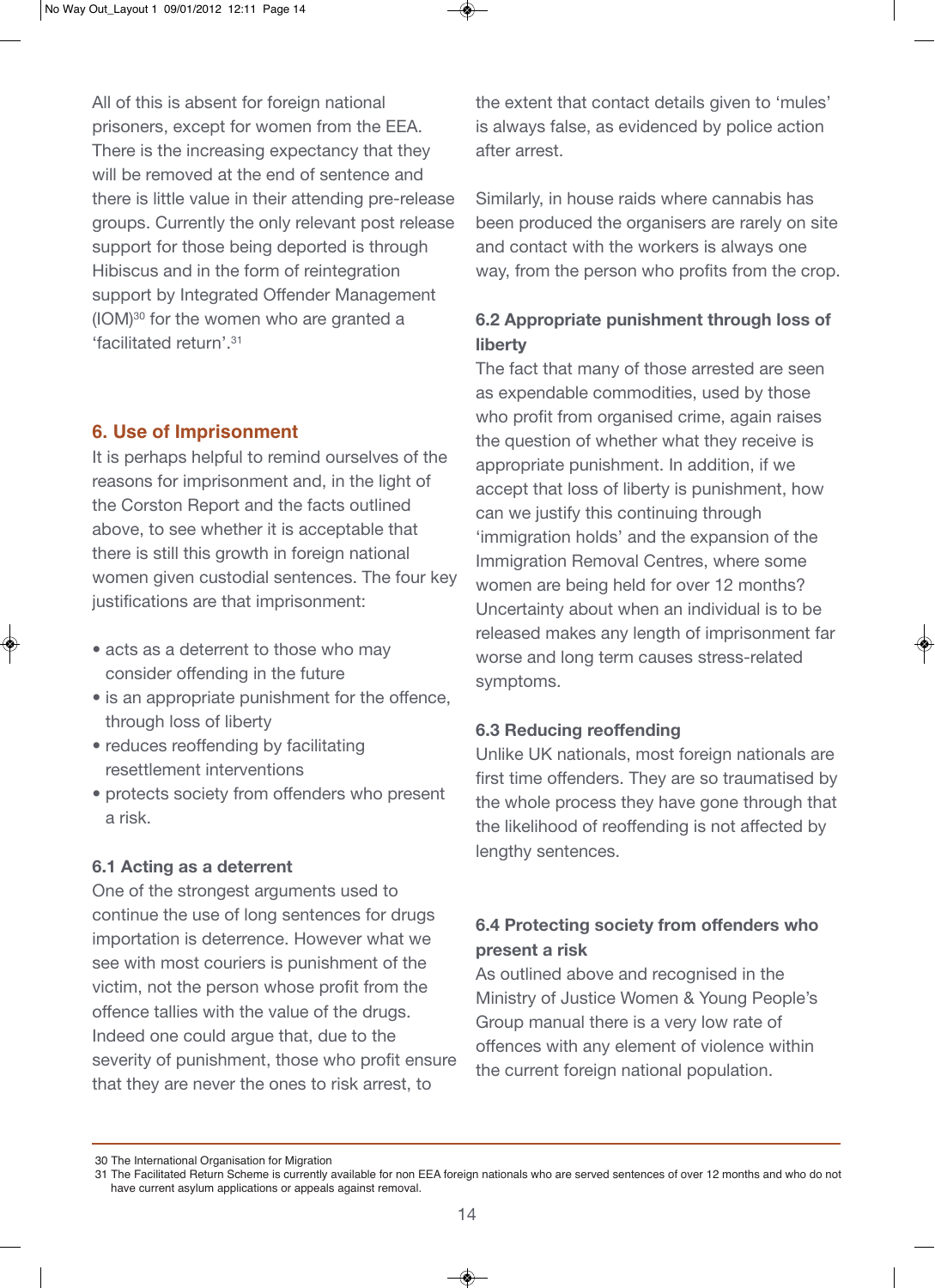All of this is absent for foreign national prisoners, except for women from the EEA. There is the increasing expectancy that they will be removed at the end of sentence and there is little value in their attending pre-release groups. Currently the only relevant post release support for those being deported is through Hibiscus and in the form of reintegration support by Integrated Offender Management (IOM)[30] for the women who are granted a 'facilitated return'.[31]

## 6. Use of Imprisonment

It is perhaps helpful to remind ourselves of the reasons for imprisonment and, in the light of the Corston Report and the facts outlined above, to see whether it is acceptable that there is still this growth in foreign national women given custodial sentences. The four key justifications are that imprisonment:

- acts as a deterrent to those who may consider offending in the future
- is an appropriate punishment for the offence, through loss of liberty
- reduces reoffending by facilitating resettlement interventions
- protects society from offenders who present a risk.

### 6.1 Acting as a deterrent

One of the strongest arguments used to continue the use of long sentences for drugs importation is deterrence. However what we see with most couriers is punishment of the victim, not the person whose profit from the offence tallies with the value of the drugs. Indeed one could argue that, due to the severity of punishment, those who profit ensure that they are never the ones to risk arrest, to the extent that contact details given to 'mules' is always false, as evidenced by police action after arrest.

Similarly, in house raids where cannabis has been produced the organisers are rarely on site and contact with the workers is always one way, from the person who profits from the crop.

### 6.2 Appropriate punishment through loss of liberty

The fact that many of those arrested are seen as expendable commodities, used by those who profit from organised crime, again raises the question of whether what they receive is appropriate punishment. In addition, if we accept that loss of liberty is punishment, how can we justify this continuing through 'immigration holds' and the expansion of the Immigration Removal Centres, where some women are being held for over 12 months? Uncertainty about when an individual is to be released makes any length of imprisonment far worse and long term causes stress-related symptoms.

### 6.3 Reducing reoffending

Unlike UK nationals, most foreign nationals are first time offenders. They are so traumatised by the whole process they have gone through that the likelihood of reoffending is not affected by lengthy sentences.

### 6.4 Protecting society from offenders who present a risk

As outlined above and recognised in the Ministry of Justice Women & Young People's Group manual there is a very low rate of offences with any element of violence within the current foreign national population.

---

30 The International Organisation for Migration

31 The Facilitated Return Scheme is currently available for non EEA foreign nationals who are served sentences of over 12 months and who do not have current asylum applications or appeals against removal.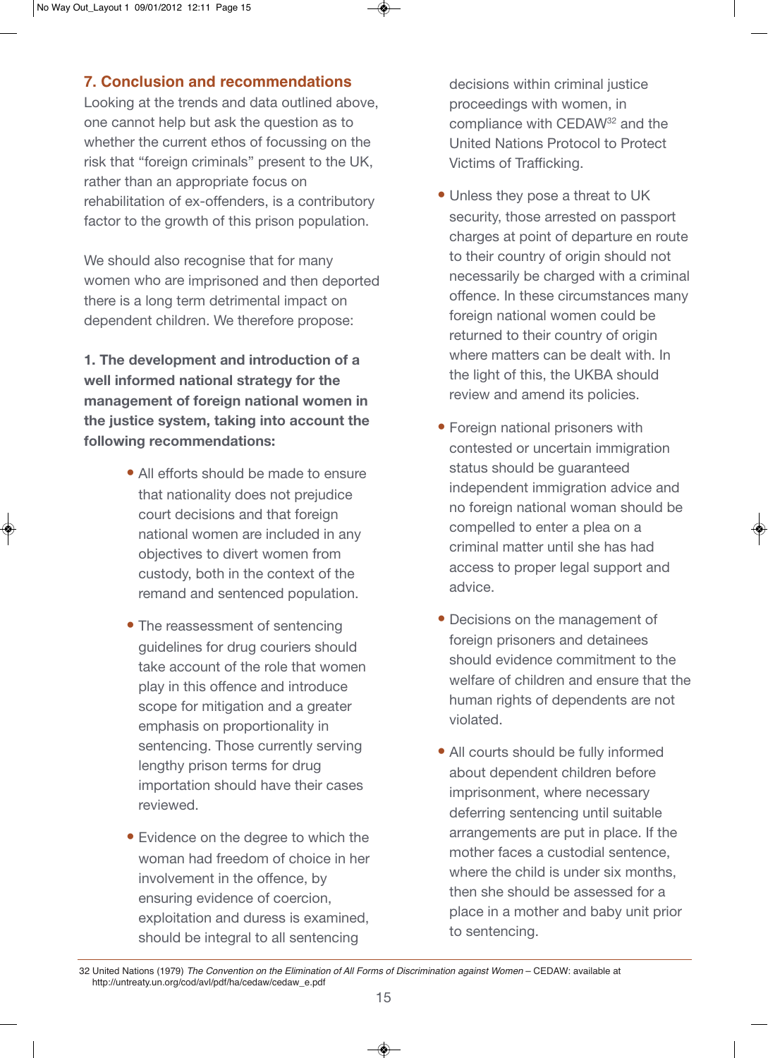## 7. Conclusion and recommendations

Looking at the trends and data outlined above, one cannot help but ask the question as to whether the current ethos of focussing on the risk that "foreign criminals" present to the UK, rather than an appropriate focus on rehabilitation of ex-offenders, is a contributory factor to the growth of this prison population.

We should also recognise that for many women who are imprisoned and then deported there is a long term detrimental impact on dependent children. We therefore propose:

**1. The development and introduction of a well informed national strategy for the management of foreign national women in the justice system, taking into account the following recommendations:**

- All efforts should be made to ensure that nationality does not prejudice court decisions and that foreign national women are included in any objectives to divert women from custody, both in the context of the remand and sentenced population.
- The reassessment of sentencing guidelines for drug couriers should take account of the role that women play in this offence and introduce scope for mitigation and a greater emphasis on proportionality in sentencing. Those currently serving lengthy prison terms for drug importation should have their cases reviewed.
- Evidence on the degree to which the woman had freedom of choice in her involvement in the offence, by ensuring evidence of coercion, exploitation and duress is examined, should be integral to all sentencing decisions within criminal justice proceedings with women, in compliance with CEDAW[32] and the United Nations Protocol to Protect Victims of Trafficking.
- Unless they pose a threat to UK security, those arrested on passport charges at point of departure en route to their country of origin should not necessarily be charged with a criminal offence. In these circumstances many foreign national women could be returned to their country of origin where matters can be dealt with. In the light of this, the UKBA should review and amend its policies.
- Foreign national prisoners with contested or uncertain immigration status should be guaranteed independent immigration advice and no foreign national woman should be compelled to enter a plea on a criminal matter until she has had access to proper legal support and advice.
- Decisions on the management of foreign prisoners and detainees should evidence commitment to the welfare of children and ensure that the human rights of dependents are not violated.
- All courts should be fully informed about dependent children before imprisonment, where necessary deferring sentencing until suitable arrangements are put in place. If the mother faces a custodial sentence, where the child is under six months, then she should be assessed for a place in a mother and baby unit prior to sentencing.

---

32 United Nations (1979) *The Convention on the Elimination of All Forms of Discrimination against Women* – CEDAW: available at http://untreaty.un.org/cod/avl/pdf/ha/cedaw/cedaw_e.pdf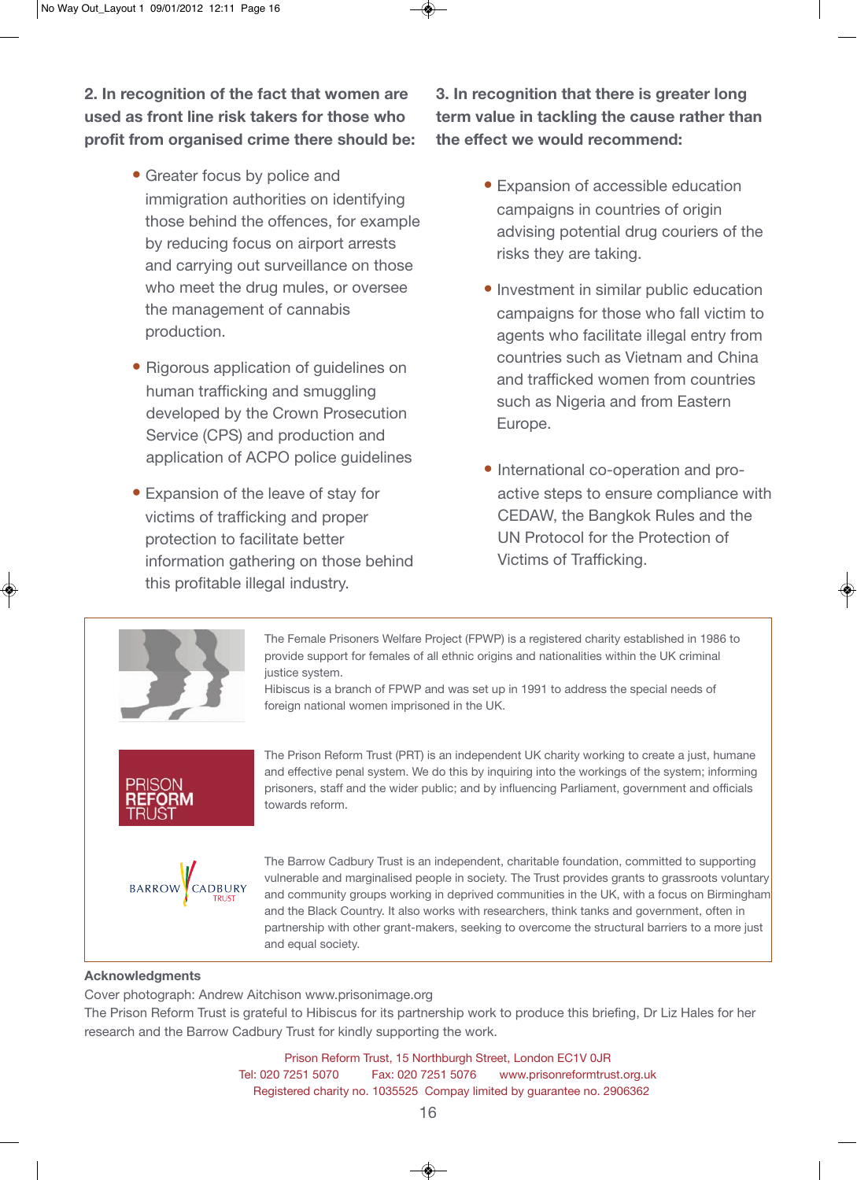**2. In recognition of the fact that women are used as front line risk takers for those who profit from organised crime there should be:**

- Greater focus by police and immigration authorities on identifying those behind the offences, for example by reducing focus on airport arrests and carrying out surveillance on those who meet the drug mules, or oversee the management of cannabis production.
- Rigorous application of guidelines on human trafficking and smuggling developed by the Crown Prosecution Service (CPS) and production and application of ACPO police guidelines
- Expansion of the leave of stay for victims of trafficking and proper protection to facilitate better information gathering on those behind this profitable illegal industry.

**3. In recognition that there is greater long term value in tackling the cause rather than the effect we would recommend:**

- Expansion of accessible education campaigns in countries of origin advising potential drug couriers of the risks they are taking.
- Investment in similar public education campaigns for those who fall victim to agents who facilitate illegal entry from countries such as Vietnam and China and trafficked women from countries such as Nigeria and from Eastern Europe.
- International co-operation and pro-active steps to ensure compliance with CEDAW, the Bangkok Rules and the UN Protocol for the Protection of Victims of Trafficking.

The Female Prisoners Welfare Project (FPWP) is a registered charity established in 1986 to provide support for females of all ethnic origins and nationalities within the UK criminal justice system.
Hibiscus is a branch of FPWP and was set up in 1991 to address the special needs of foreign national women imprisoned in the UK.

PRISON REFORM TRUST

The Prison Reform Trust (PRT) is an independent UK charity working to create a just, humane and effective penal system. We do this by inquiring into the workings of the system; informing prisoners, staff and the wider public; and by influencing Parliament, government and officials towards reform.

BARROW CADBURY TRUST

The Barrow Cadbury Trust is an independent, charitable foundation, committed to supporting vulnerable and marginalised people in society. The Trust provides grants to grassroots voluntary and community groups working in deprived communities in the UK, with a focus on Birmingham and the Black Country. It also works with researchers, think tanks and government, often in partnership with other grant-makers, seeking to overcome the structural barriers to a more just and equal society.

**Acknowledgments**

Cover photograph: Andrew Aitchison www.prisonimage.org
The Prison Reform Trust is grateful to Hibiscus for its partnership work to produce this briefing, Dr Liz Hales for her research and the Barrow Cadbury Trust for kindly supporting the work.

Prison Reform Trust, 15 Northburgh Street, London EC1V 0JR
Tel: 020 7251 5070 Fax: 020 7251 5076 www.prisonreformtrust.org.uk
Registered charity no. 1035525 Compay limited by guarantee no. 2906362